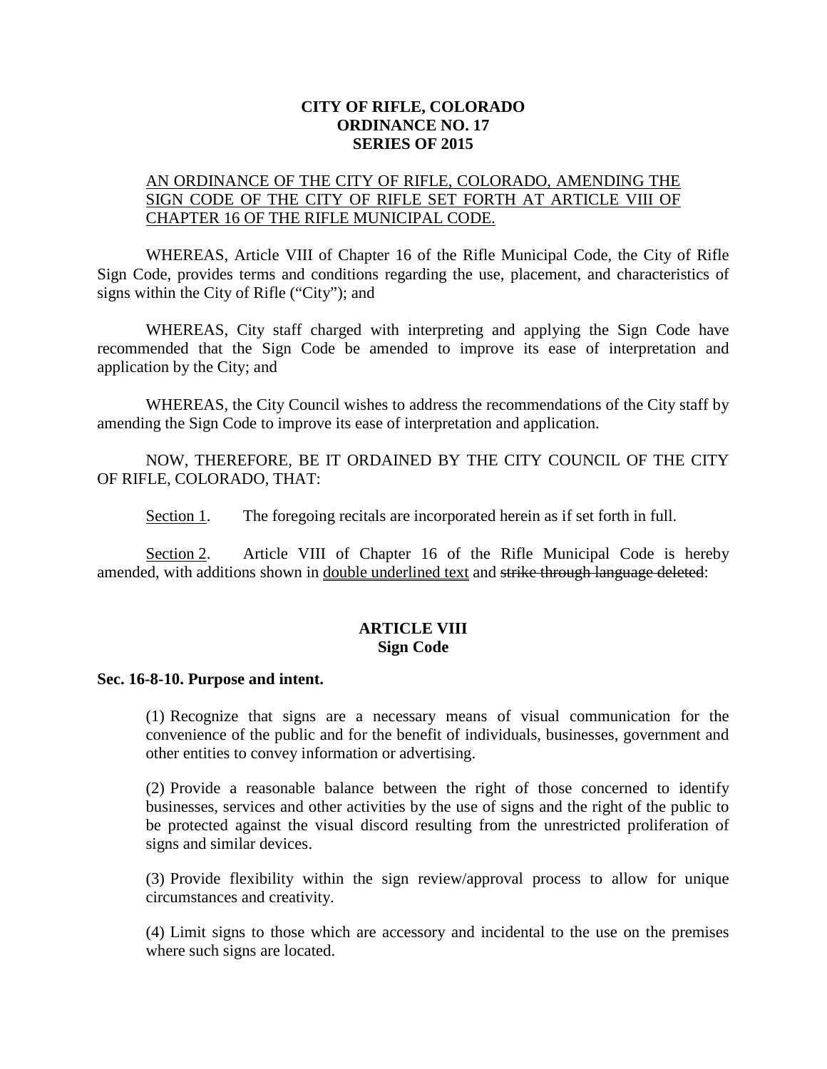**CITY OF RIFLE, COLORADO**
**ORDINANCE NO. 17**
**SERIES OF 2015**

AN ORDINANCE OF THE CITY OF RIFLE, COLORADO, AMENDING THE SIGN CODE OF THE CITY OF RIFLE SET FORTH AT ARTICLE VIII OF CHAPTER 16 OF THE RIFLE MUNICIPAL CODE.

WHEREAS, Article VIII of Chapter 16 of the Rifle Municipal Code, the City of Rifle Sign Code, provides terms and conditions regarding the use, placement, and characteristics of signs within the City of Rifle ("City"); and

WHEREAS, City staff charged with interpreting and applying the Sign Code have recommended that the Sign Code be amended to improve its ease of interpretation and application by the City; and

WHEREAS, the City Council wishes to address the recommendations of the City staff by amending the Sign Code to improve its ease of interpretation and application.

NOW, THEREFORE, BE IT ORDAINED BY THE CITY COUNCIL OF THE CITY OF RIFLE, COLORADO, THAT:

Section 1. The foregoing recitals are incorporated herein as if set forth in full.

Section 2. Article VIII of Chapter 16 of the Rifle Municipal Code is hereby amended, with additions shown in double underlined text and ~~strike through language deleted~~:

**ARTICLE VIII**
**Sign Code**

**Sec. 16-8-10. Purpose and intent.**

(1) Recognize that signs are a necessary means of visual communication for the convenience of the public and for the benefit of individuals, businesses, government and other entities to convey information or advertising.

(2) Provide a reasonable balance between the right of those concerned to identify businesses, services and other activities by the use of signs and the right of the public to be protected against the visual discord resulting from the unrestricted proliferation of signs and similar devices.

(3) Provide flexibility within the sign review/approval process to allow for unique circumstances and creativity.

(4) Limit signs to those which are accessory and incidental to the use on the premises where such signs are located.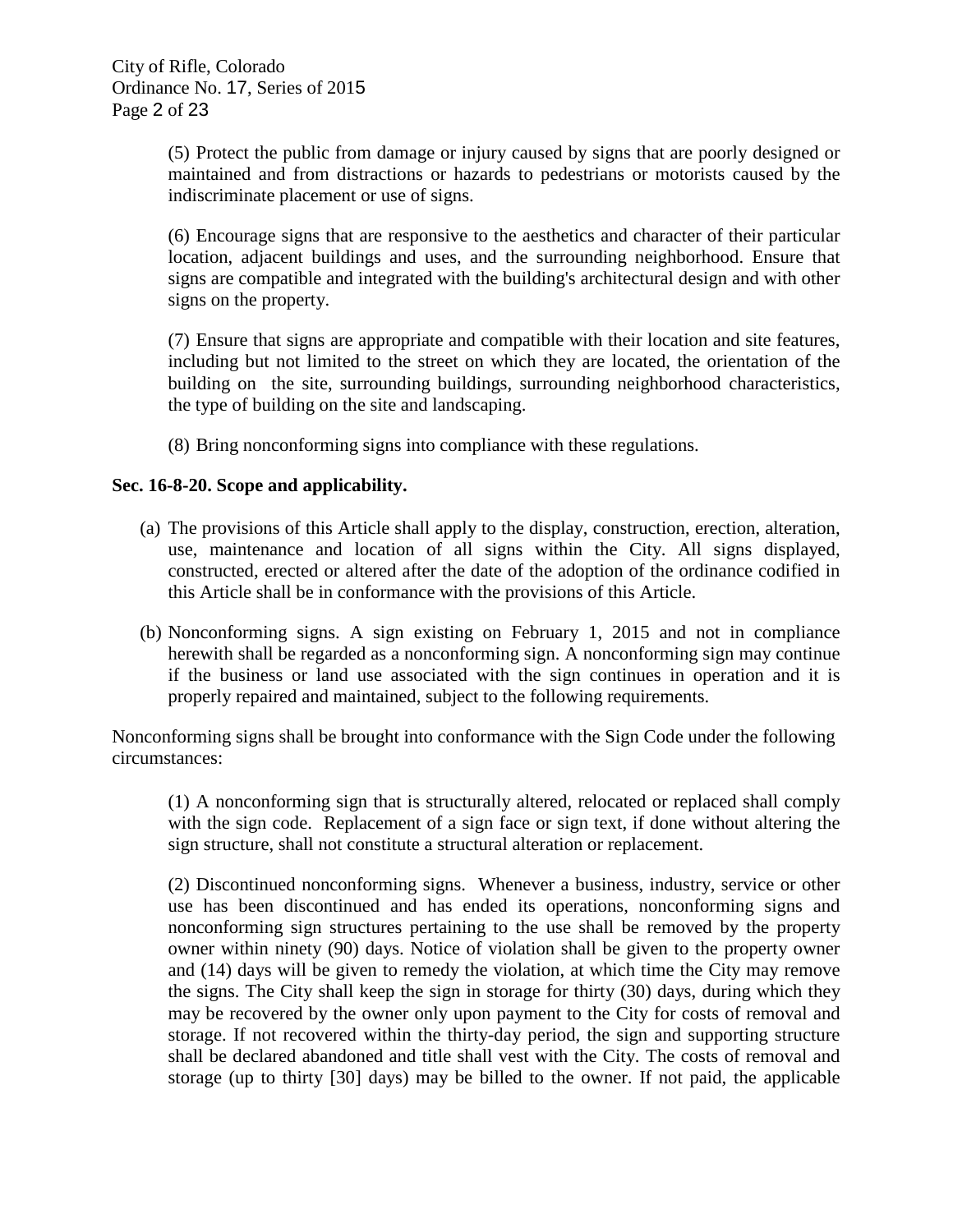(5) Protect the public from damage or injury caused by signs that are poorly designed or maintained and from distractions or hazards to pedestrians or motorists caused by the indiscriminate placement or use of signs.

(6) Encourage signs that are responsive to the aesthetics and character of their particular location, adjacent buildings and uses, and the surrounding neighborhood. Ensure that signs are compatible and integrated with the building's architectural design and with other signs on the property.

(7) Ensure that signs are appropriate and compatible with their location and site features, including but not limited to the street on which they are located, the orientation of the building on the site, surrounding buildings, surrounding neighborhood characteristics, the type of building on the site and landscaping.

(8) Bring nonconforming signs into compliance with these regulations.

**Sec. 16-8-20. Scope and applicability.**

(a) The provisions of this Article shall apply to the display, construction, erection, alteration, use, maintenance and location of all signs within the City. All signs displayed, constructed, erected or altered after the date of the adoption of the ordinance codified in this Article shall be in conformance with the provisions of this Article.

(b) Nonconforming signs. A sign existing on February 1, 2015 and not in compliance herewith shall be regarded as a nonconforming sign. A nonconforming sign may continue if the business or land use associated with the sign continues in operation and it is properly repaired and maintained, subject to the following requirements.

Nonconforming signs shall be brought into conformance with the Sign Code under the following circumstances:

(1) A nonconforming sign that is structurally altered, relocated or replaced shall comply with the sign code. Replacement of a sign face or sign text, if done without altering the sign structure, shall not constitute a structural alteration or replacement.

(2) Discontinued nonconforming signs. Whenever a business, industry, service or other use has been discontinued and has ended its operations, nonconforming signs and nonconforming sign structures pertaining to the use shall be removed by the property owner within ninety (90) days. Notice of violation shall be given to the property owner and (14) days will be given to remedy the violation, at which time the City may remove the signs. The City shall keep the sign in storage for thirty (30) days, during which they may be recovered by the owner only upon payment to the City for costs of removal and storage. If not recovered within the thirty-day period, the sign and supporting structure shall be declared abandoned and title shall vest with the City. The costs of removal and storage (up to thirty [30] days) may be billed to the owner. If not paid, the applicable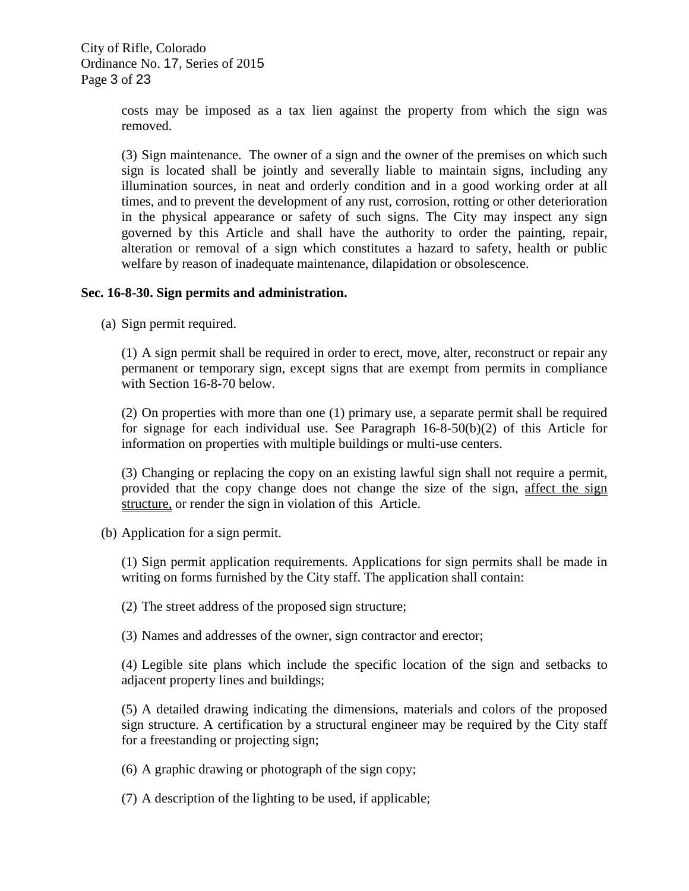costs may be imposed as a tax lien against the property from which the sign was removed.

(3) Sign maintenance. The owner of a sign and the owner of the premises on which such sign is located shall be jointly and severally liable to maintain signs, including any illumination sources, in neat and orderly condition and in a good working order at all times, and to prevent the development of any rust, corrosion, rotting or other deterioration in the physical appearance or safety of such signs. The City may inspect any sign governed by this Article and shall have the authority to order the painting, repair, alteration or removal of a sign which constitutes a hazard to safety, health or public welfare by reason of inadequate maintenance, dilapidation or obsolescence.

**Sec. 16-8-30. Sign permits and administration.**

(a) Sign permit required.

(1) A sign permit shall be required in order to erect, move, alter, reconstruct or repair any permanent or temporary sign, except signs that are exempt from permits in compliance with Section 16-8-70 below.

(2) On properties with more than one (1) primary use, a separate permit shall be required for signage for each individual use. See Paragraph 16-8-50(b)(2) of this Article for information on properties with multiple buildings or multi-use centers.

(3) Changing or replacing the copy on an existing lawful sign shall not require a permit, provided that the copy change does not change the size of the sign, affect the sign structure, or render the sign in violation of this Article.

(b) Application for a sign permit.

(1) Sign permit application requirements. Applications for sign permits shall be made in writing on forms furnished by the City staff. The application shall contain:

(2) The street address of the proposed sign structure;

(3) Names and addresses of the owner, sign contractor and erector;

(4) Legible site plans which include the specific location of the sign and setbacks to adjacent property lines and buildings;

(5) A detailed drawing indicating the dimensions, materials and colors of the proposed sign structure. A certification by a structural engineer may be required by the City staff for a freestanding or projecting sign;

(6) A graphic drawing or photograph of the sign copy;

(7) A description of the lighting to be used, if applicable;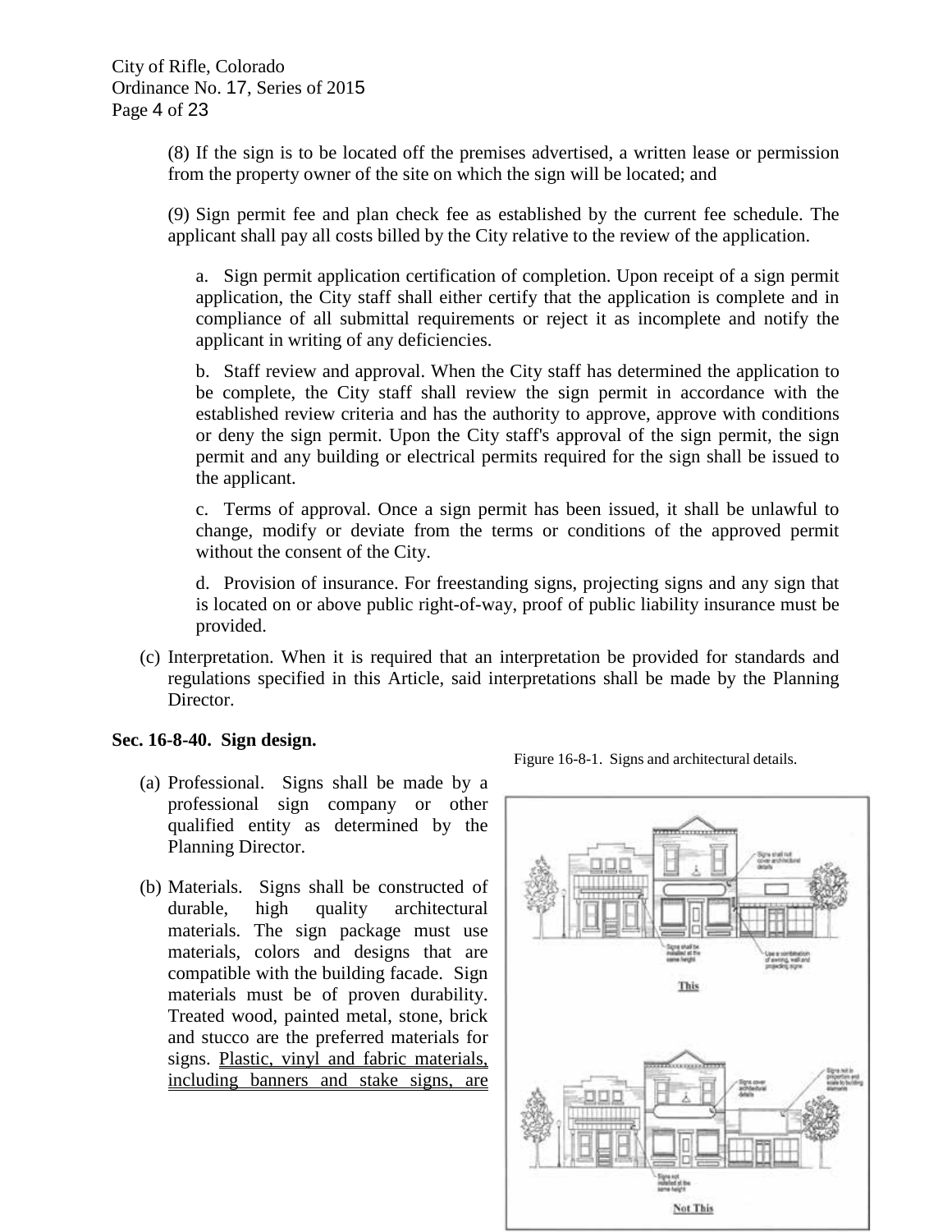(8) If the sign is to be located off the premises advertised, a written lease or permission from the property owner of the site on which the sign will be located; and

(9) Sign permit fee and plan check fee as established by the current fee schedule. The applicant shall pay all costs billed by the City relative to the review of the application.

a. Sign permit application certification of completion. Upon receipt of a sign permit application, the City staff shall either certify that the application is complete and in compliance of all submittal requirements or reject it as incomplete and notify the applicant in writing of any deficiencies.

b. Staff review and approval. When the City staff has determined the application to be complete, the City staff shall review the sign permit in accordance with the established review criteria and has the authority to approve, approve with conditions or deny the sign permit. Upon the City staff's approval of the sign permit, the sign permit and any building or electrical permits required for the sign shall be issued to the applicant.

c. Terms of approval. Once a sign permit has been issued, it shall be unlawful to change, modify or deviate from the terms or conditions of the approved permit without the consent of the City.

d. Provision of insurance. For freestanding signs, projecting signs and any sign that is located on or above public right-of-way, proof of public liability insurance must be provided.

(c) Interpretation. When it is required that an interpretation be provided for standards and regulations specified in this Article, said interpretations shall be made by the Planning Director.

**Sec. 16-8-40. Sign design.**

(a) Professional. Signs shall be made by a professional sign company or other qualified entity as determined by the Planning Director.

(b) Materials. Signs shall be constructed of durable, high quality architectural materials. The sign package must use materials, colors and designs that are compatible with the building facade. Sign materials must be of proven durability. Treated wood, painted metal, stone, brick and stucco are the preferred materials for signs. <u>Plastic, vinyl and fabric materials, including banners and stake signs, are</u>

Figure 16-8-1. Signs and architectural details.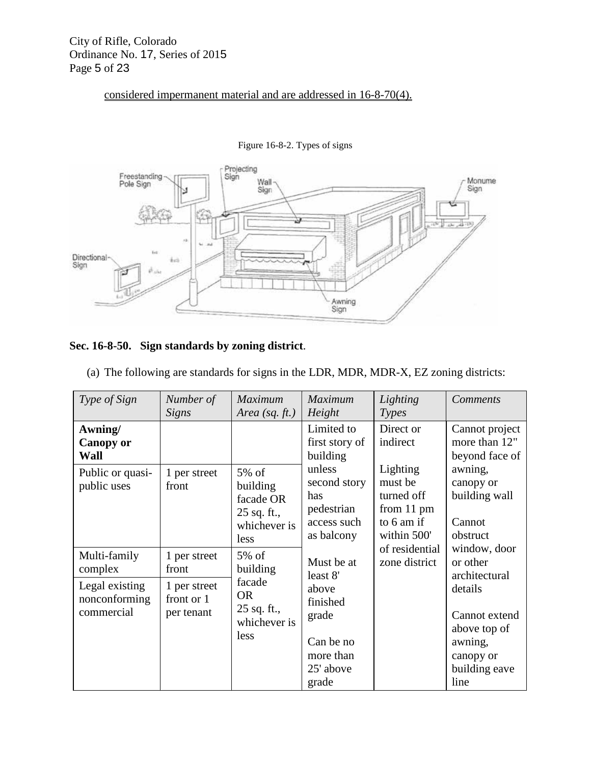considered impermanent material and are addressed in 16-8-70(4).

Figure 16-8-2. Types of signs

## Sec. 16-8-50. Sign standards by zoning district.

(a) The following are standards for signs in the LDR, MDR, MDR-X, EZ zoning districts:

| *Type of Sign* | *Number of Signs* | *Maximum Area (sq. ft.)* | *Maximum Height* | *Lighting Types* | *Comments* |
|---|---|---|---|---|---|
| **Awning/ Canopy or Wall** | | | Limited to first story of building unless second story has pedestrian access such as balcony<br><br>Must be at least 8' above finished grade<br><br>Can be no more than 25' above grade | Direct or indirect<br><br>Lighting must be turned off from 11 pm to 6 am if within 500' of residential zone district | Cannot project more than 12" beyond face of awning, canopy or building wall<br><br>Cannot obstruct window, door or other architectural details<br><br>Cannot extend above top of awning, canopy or building eave line |
| Public or quasi-public uses | 1 per street front | 5% of building facade OR 25 sq. ft., whichever is less | | | |
| Multi-family complex | 1 per street front | 5% of building facade OR 25 sq. ft., whichever is less | | | |
| Legal existing nonconforming commercial | 1 per street front or 1 per tenant | | | | |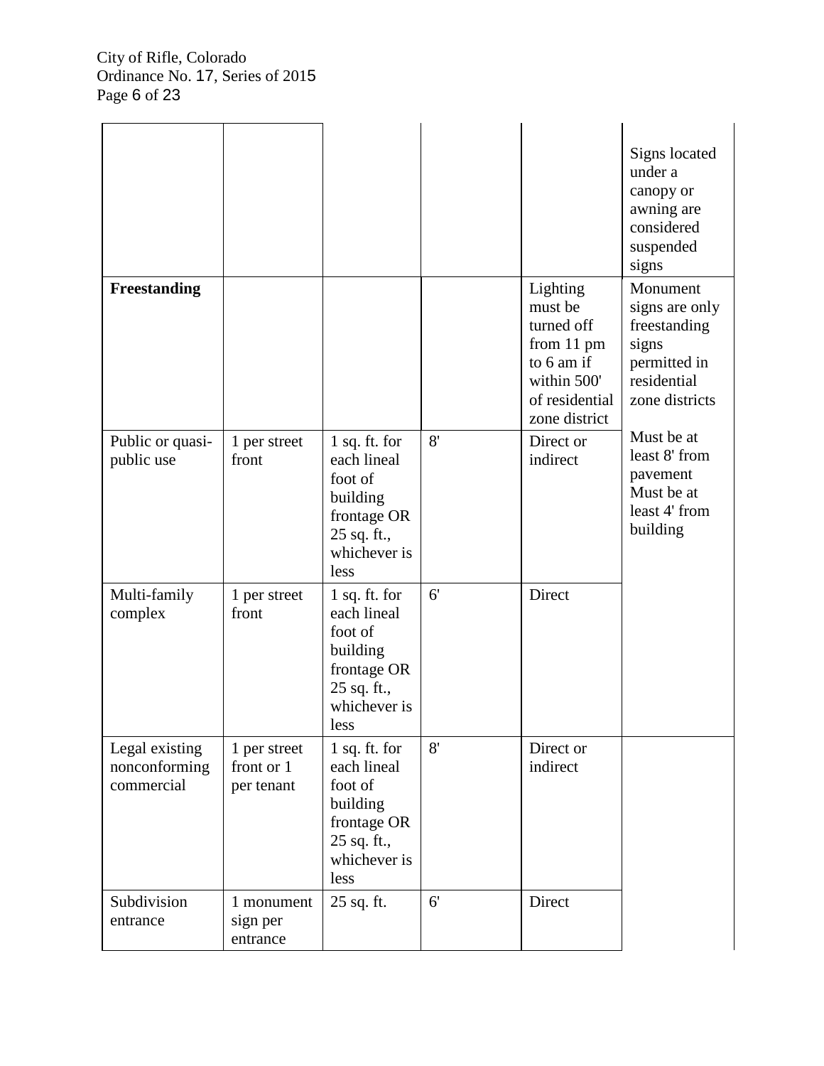| | | | | | |
|---|---|---|---|---|---|
| | | | | | Signs located under a canopy or awning are considered suspended signs |
| **Freestanding** | | | | Lighting must be turned off from 11 pm to 6 am if within 500' of residential zone district | Monument signs are only freestanding signs permitted in residential zone districts |
| Public or quasi-public use | 1 per street front | 1 sq. ft. for each lineal foot of building frontage OR 25 sq. ft., whichever is less | 8' | Direct or indirect | Must be at least 8' from pavement Must be at least 4' from building |
| Multi-family complex | 1 per street front | 1 sq. ft. for each lineal foot of building frontage OR 25 sq. ft., whichever is less | 6' | Direct | |
| Legal existing nonconforming commercial | 1 per street front or 1 per tenant | 1 sq. ft. for each lineal foot of building frontage OR 25 sq. ft., whichever is less | 8' | Direct or indirect | |
| Subdivision entrance | 1 monument sign per entrance | 25 sq. ft. | 6' | Direct | |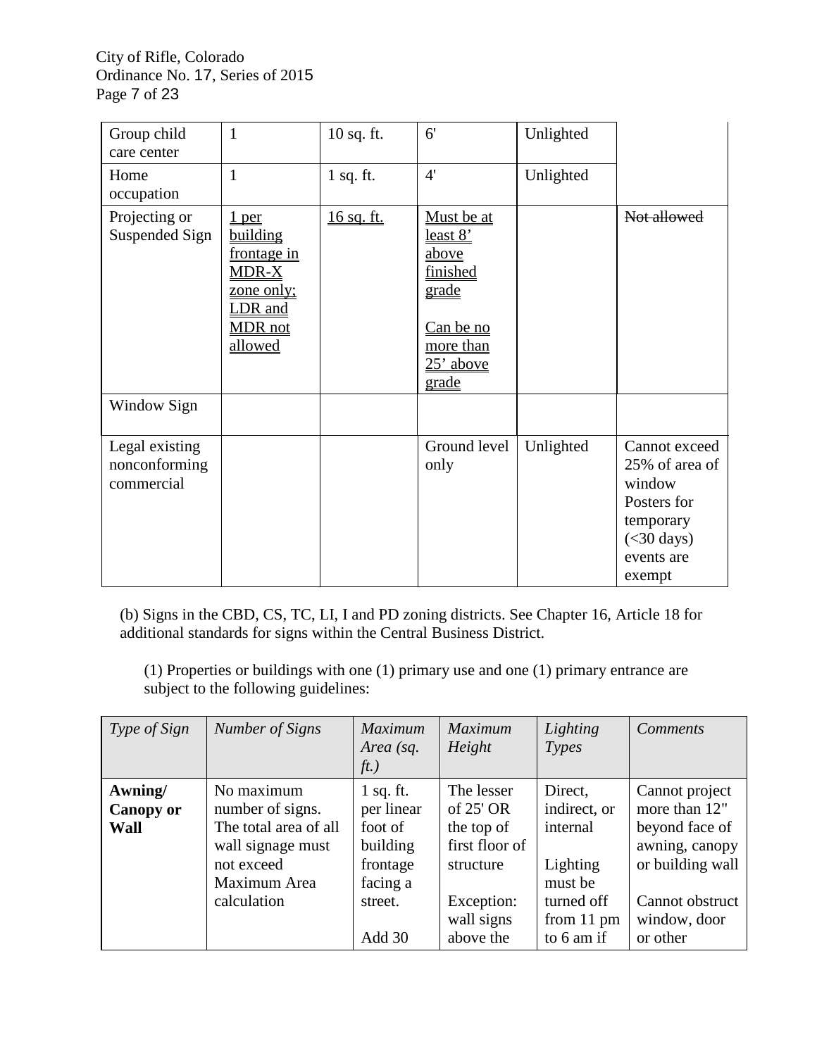| | | | | | |
|---|---|---|---|---|---|
| Group child care center | 1 | 10 sq. ft. | 6' | Unlighted | |
| Home occupation | 1 | 1 sq. ft. | 4' | Unlighted | |
| Projecting or Suspended Sign | 1 per building frontage in MDR-X zone only; LDR and MDR not allowed | 16 sq. ft. | Must be at least 8' above finished grade<br><br>Can be no more than 25' above grade | | ~~Not allowed~~ |
| Window Sign | | | | | |
| Legal existing nonconforming commercial | | | Ground level only | Unlighted | Cannot exceed 25% of area of window Posters for temporary (<30 days) events are exempt |

(b) Signs in the CBD, CS, TC, LI, I and PD zoning districts. See Chapter 16, Article 18 for additional standards for signs within the Central Business District.

(1) Properties or buildings with one (1) primary use and one (1) primary entrance are subject to the following guidelines:

| *Type of Sign* | *Number of Signs* | *Maximum Area (sq. ft.)* | *Maximum Height* | *Lighting Types* | *Comments* |
|---|---|---|---|---|---|
| **Awning/ Canopy or Wall** | No maximum number of signs. The total area of all wall signage must not exceed Maximum Area calculation | 1 sq. ft. per linear foot of building frontage facing a street.<br><br>Add 30 | The lesser of 25' OR the top of first floor of structure<br><br>Exception: wall signs above the | Direct, indirect, or internal<br><br>Lighting must be turned off from 11 pm to 6 am if | Cannot project more than 12" beyond face of awning, canopy or building wall<br><br>Cannot obstruct window, door or other |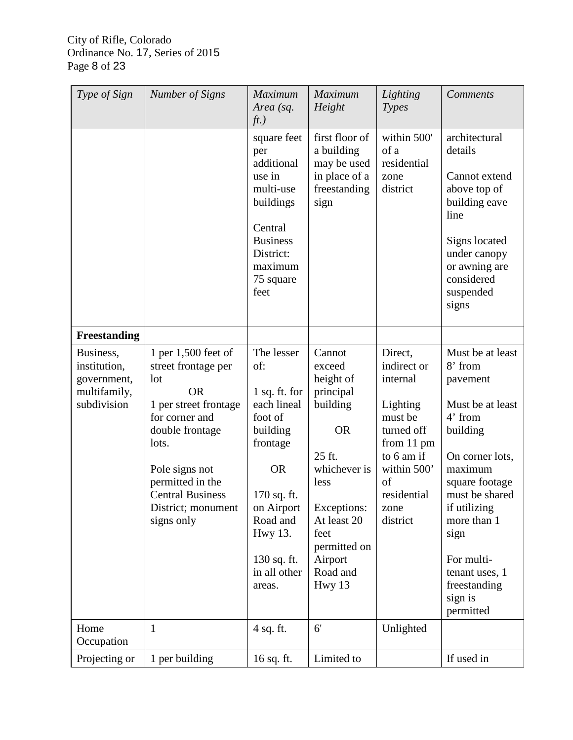| Type of Sign | Number of Signs | Maximum Area (sq. ft.) | Maximum Height | Lighting Types | Comments |
|---|---|---|---|---|---|
| | | square feet per additional use in multi-use buildings<br><br>Central Business District: maximum 75 square feet | first floor of a building may be used in place of a freestanding sign | within 500' of a residential zone district | architectural details<br><br>Cannot extend above top of building eave line<br><br>Signs located under canopy or awning are considered suspended signs |
| **Freestanding** | | | | | |
| Business, institution, government, multifamily, subdivision | 1 per 1,500 feet of street frontage per lot<br>OR<br>1 per street frontage for corner and double frontage lots.<br><br>Pole signs not permitted in the Central Business District; monument signs only | The lesser of:<br><br>1 sq. ft. for each lineal foot of building frontage<br><br>OR<br><br>170 sq. ft. on Airport Road and Hwy 13.<br><br>130 sq. ft. in all other areas. | Cannot exceed height of principal building<br><br>OR<br><br>25 ft. whichever is less<br><br>Exceptions: At least 20 feet permitted on Airport Road and Hwy 13 | Direct, indirect or internal<br><br>Lighting must be turned off from 11 pm to 6 am if within 500' of residential zone district | Must be at least 8' from pavement<br><br>Must be at least 4' from building<br><br>On corner lots, maximum square footage must be shared if utilizing more than 1 sign<br><br>For multi-tenant uses, 1 freestanding sign is permitted |
| Home Occupation | 1 | 4 sq. ft. | 6' | Unlighted | |
| Projecting or | 1 per building | 16 sq. ft. | Limited to | | If used in |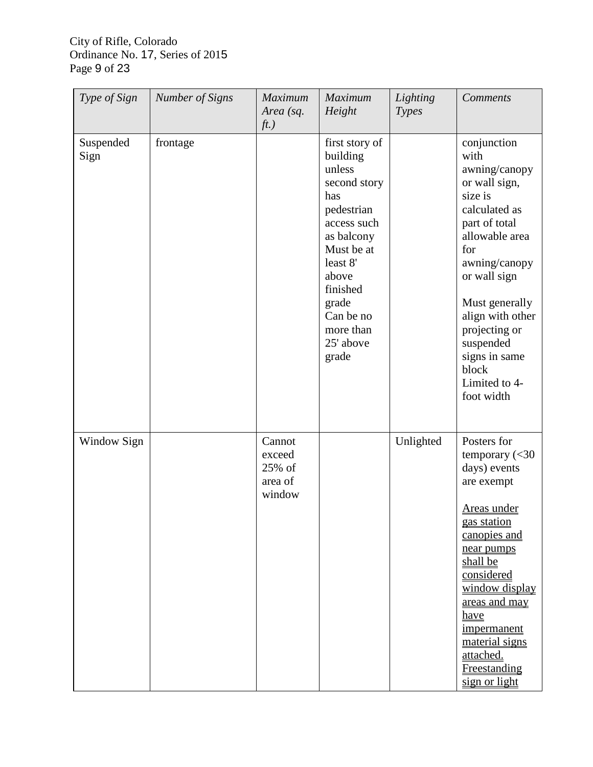| *Type of Sign* | *Number of Signs* | *Maximum Area (sq. ft.)* | *Maximum Height* | *Lighting Types* | *Comments* |
|---|---|---|---|---|---|
| Suspended Sign | frontage | | first story of building unless second story has pedestrian access such as balcony Must be at least 8' above finished grade Can be no more than 25' above grade | | conjunction with awning/canopy or wall sign, size is calculated as part of total allowable area for awning/canopy or wall sign<br><br>Must generally align with other projecting or suspended signs in same block Limited to 4-foot width |
| Window Sign | | Cannot exceed 25% of area of window | | Unlighted | Posters for temporary (<30 days) events are exempt<br><br><u>Areas under gas station canopies and near pumps shall be considered window display areas and may have impermanent material signs attached. Freestanding sign or light</u> |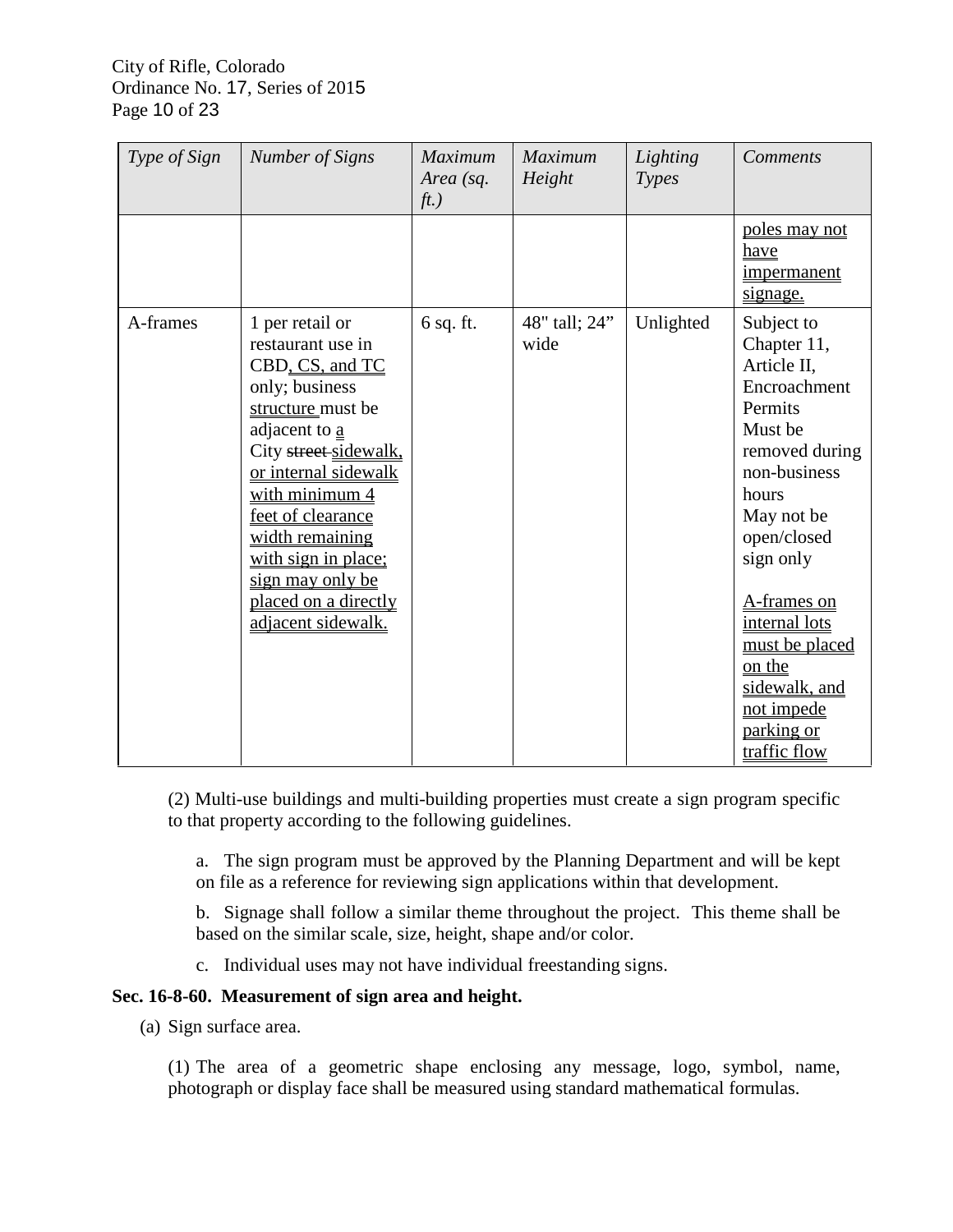| Type of Sign | Number of Signs | Maximum Area (sq. ft.) | Maximum Height | Lighting Types | Comments |
|---|---|---|---|---|---|
| | | | | | poles may not have impermanent signage. |
| A-frames | 1 per retail or restaurant use in CBD, CS, and TC only; business structure must be adjacent to a City ~~street~~ sidewalk, or internal sidewalk with minimum 4 feet of clearance width remaining with sign in place; sign may only be placed on a directly adjacent sidewalk. | 6 sq. ft. | 48" tall; 24" wide | Unlighted | Subject to Chapter 11, Article II, Encroachment Permits<br>Must be removed during non-business hours<br>May not be open/closed sign only<br><br>A-frames on internal lots must be placed on the sidewalk, and not impede parking or traffic flow |

(2) Multi-use buildings and multi-building properties must create a sign program specific to that property according to the following guidelines.

a. The sign program must be approved by the Planning Department and will be kept on file as a reference for reviewing sign applications within that development.

b. Signage shall follow a similar theme throughout the project. This theme shall be based on the similar scale, size, height, shape and/or color.

c. Individual uses may not have individual freestanding signs.

**Sec. 16-8-60. Measurement of sign area and height.**

(a) Sign surface area.

(1) The area of a geometric shape enclosing any message, logo, symbol, name, photograph or display face shall be measured using standard mathematical formulas.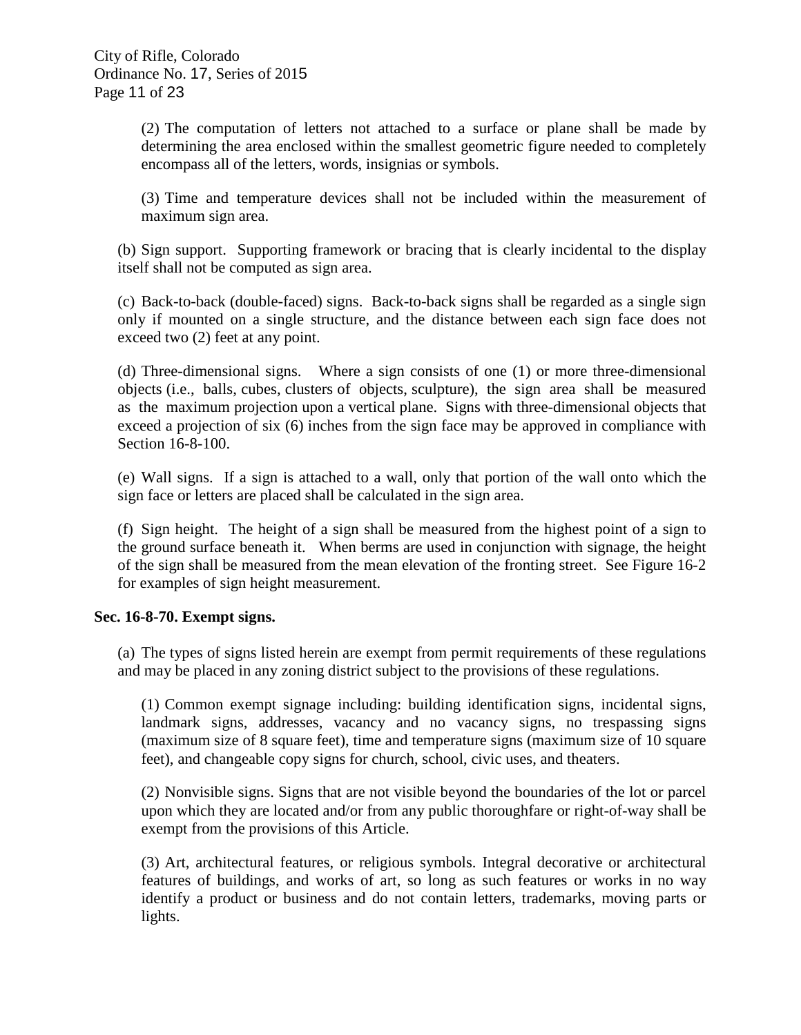(2) The computation of letters not attached to a surface or plane shall be made by determining the area enclosed within the smallest geometric figure needed to completely encompass all of the letters, words, insignias or symbols.

(3) Time and temperature devices shall not be included within the measurement of maximum sign area.

(b) Sign support. Supporting framework or bracing that is clearly incidental to the display itself shall not be computed as sign area.

(c) Back-to-back (double-faced) signs. Back-to-back signs shall be regarded as a single sign only if mounted on a single structure, and the distance between each sign face does not exceed two (2) feet at any point.

(d) Three-dimensional signs. Where a sign consists of one (1) or more three-dimensional objects (i.e., balls, cubes, clusters of objects, sculpture), the sign area shall be measured as the maximum projection upon a vertical plane. Signs with three-dimensional objects that exceed a projection of six (6) inches from the sign face may be approved in compliance with Section 16-8-100.

(e) Wall signs. If a sign is attached to a wall, only that portion of the wall onto which the sign face or letters are placed shall be calculated in the sign area.

(f) Sign height. The height of a sign shall be measured from the highest point of a sign to the ground surface beneath it. When berms are used in conjunction with signage, the height of the sign shall be measured from the mean elevation of the fronting street. See Figure 16-2 for examples of sign height measurement.

**Sec. 16-8-70. Exempt signs.**

(a) The types of signs listed herein are exempt from permit requirements of these regulations and may be placed in any zoning district subject to the provisions of these regulations.

(1) Common exempt signage including: building identification signs, incidental signs, landmark signs, addresses, vacancy and no vacancy signs, no trespassing signs (maximum size of 8 square feet), time and temperature signs (maximum size of 10 square feet), and changeable copy signs for church, school, civic uses, and theaters.

(2) Nonvisible signs. Signs that are not visible beyond the boundaries of the lot or parcel upon which they are located and/or from any public thoroughfare or right-of-way shall be exempt from the provisions of this Article.

(3) Art, architectural features, or religious symbols. Integral decorative or architectural features of buildings, and works of art, so long as such features or works in no way identify a product or business and do not contain letters, trademarks, moving parts or lights.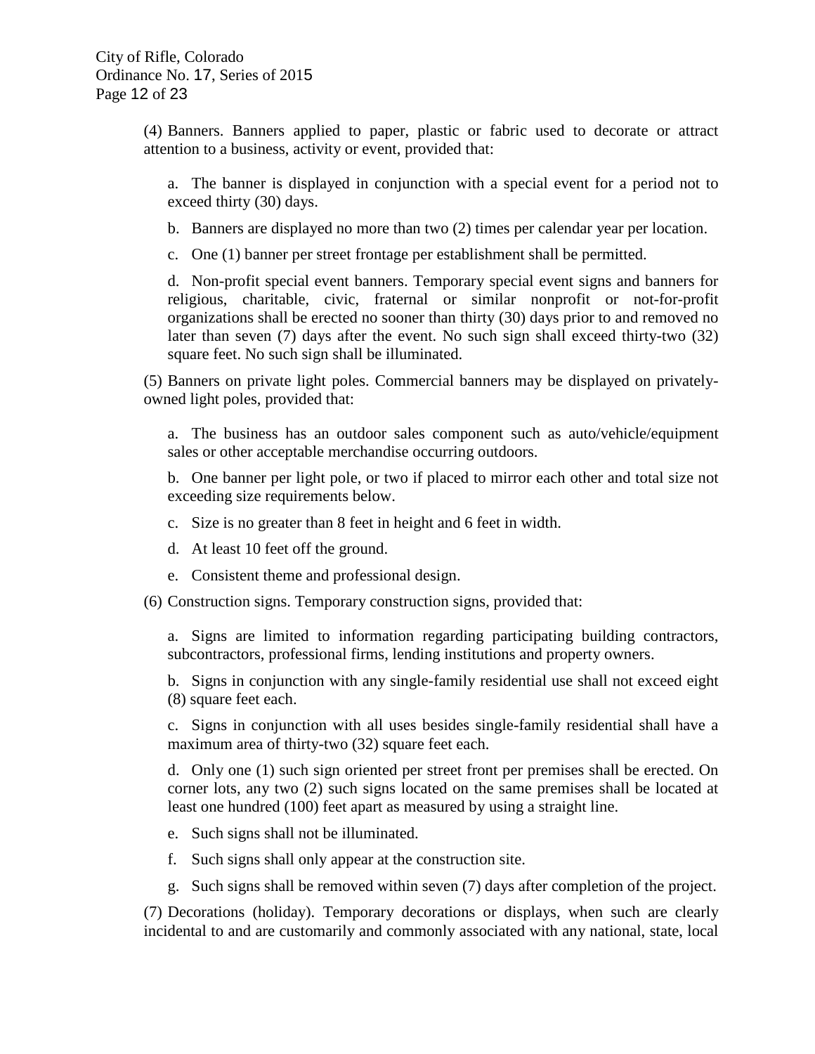(4) Banners. Banners applied to paper, plastic or fabric used to decorate or attract attention to a business, activity or event, provided that:

a. The banner is displayed in conjunction with a special event for a period not to exceed thirty (30) days.

b. Banners are displayed no more than two (2) times per calendar year per location.

c. One (1) banner per street frontage per establishment shall be permitted.

d. Non-profit special event banners. Temporary special event signs and banners for religious, charitable, civic, fraternal or similar nonprofit or not-for-profit organizations shall be erected no sooner than thirty (30) days prior to and removed no later than seven (7) days after the event. No such sign shall exceed thirty-two (32) square feet. No such sign shall be illuminated.

(5) Banners on private light poles. Commercial banners may be displayed on privately-owned light poles, provided that:

a. The business has an outdoor sales component such as auto/vehicle/equipment sales or other acceptable merchandise occurring outdoors.

b. One banner per light pole, or two if placed to mirror each other and total size not exceeding size requirements below.

c. Size is no greater than 8 feet in height and 6 feet in width.

d. At least 10 feet off the ground.

e. Consistent theme and professional design.

(6) Construction signs. Temporary construction signs, provided that:

a. Signs are limited to information regarding participating building contractors, subcontractors, professional firms, lending institutions and property owners.

b. Signs in conjunction with any single-family residential use shall not exceed eight (8) square feet each.

c. Signs in conjunction with all uses besides single-family residential shall have a maximum area of thirty-two (32) square feet each.

d. Only one (1) such sign oriented per street front per premises shall be erected. On corner lots, any two (2) such signs located on the same premises shall be located at least one hundred (100) feet apart as measured by using a straight line.

e. Such signs shall not be illuminated.

f. Such signs shall only appear at the construction site.

g. Such signs shall be removed within seven (7) days after completion of the project.

(7) Decorations (holiday). Temporary decorations or displays, when such are clearly incidental to and are customarily and commonly associated with any national, state, local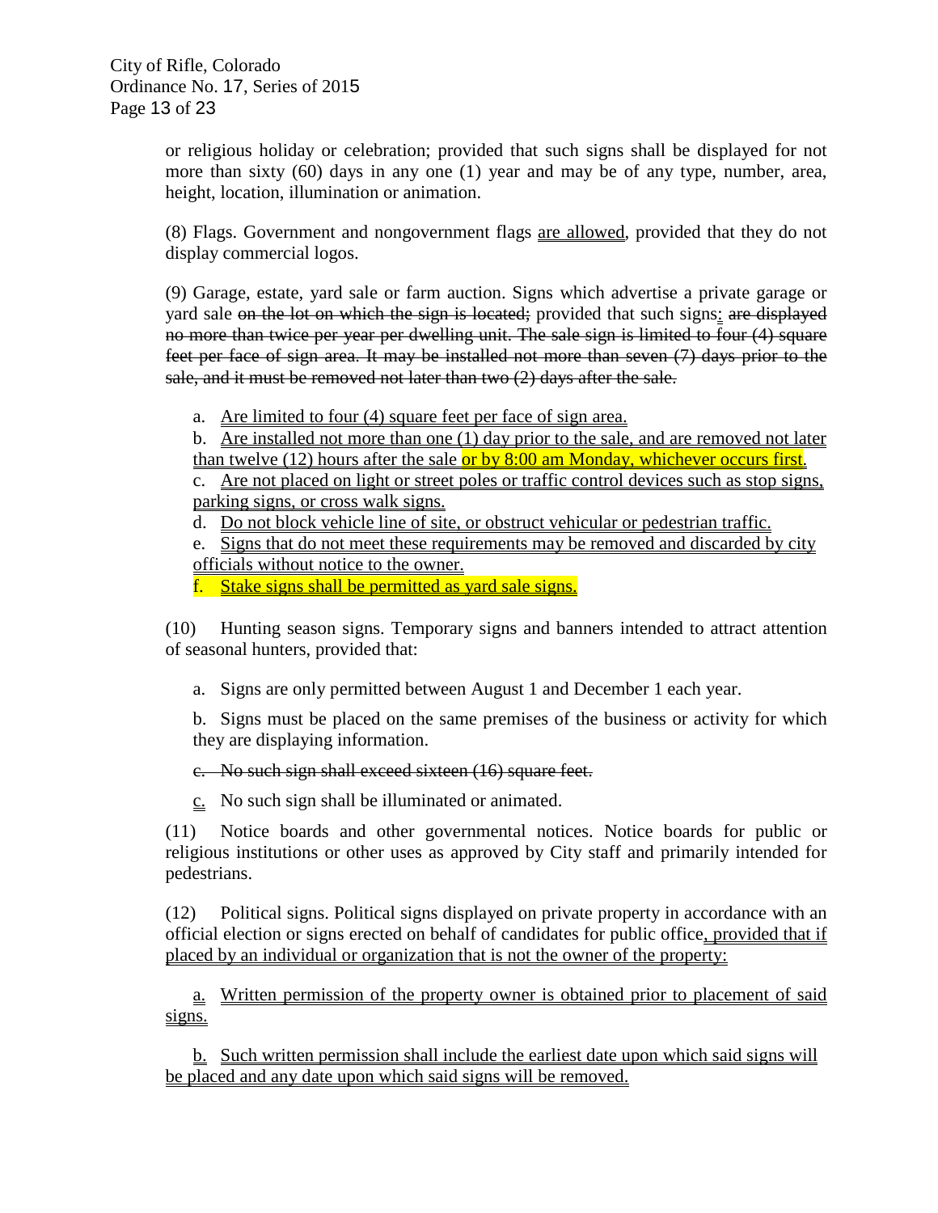or religious holiday or celebration; provided that such signs shall be displayed for not more than sixty (60) days in any one (1) year and may be of any type, number, area, height, location, illumination or animation.

(8) Flags. Government and nongovernment flags <u>are allowed</u>, provided that they do not display commercial logos.

(9) Garage, estate, yard sale or farm auction. Signs which advertise a private garage or yard sale ~~on the lot on which the sign is located;~~ provided that such signs<u>:</u> ~~are displayed no more than twice per year per dwelling unit. The sale sign is limited to four (4) square feet per face of sign area. It may be installed not more than seven (7) days prior to the sale, and it must be removed not later than two (2) days after the sale.~~

a. <u>Are limited to four (4) square feet per face of sign area.</u>

b. <u>Are installed not more than one (1) day prior to the sale, and are removed not later than twelve (12) hours after the sale or by 8:00 am Monday, whichever occurs first.</u>

c. <u>Are not placed on light or street poles or traffic control devices such as stop signs, parking signs, or cross walk signs.</u>

d. <u>Do not block vehicle line of site, or obstruct vehicular or pedestrian traffic.</u>

e. <u>Signs that do not meet these requirements may be removed and discarded by city officials without notice to the owner.</u>

f. <u>Stake signs shall be permitted as yard sale signs.</u>

(10) Hunting season signs. Temporary signs and banners intended to attract attention of seasonal hunters, provided that:

a. Signs are only permitted between August 1 and December 1 each year.

b. Signs must be placed on the same premises of the business or activity for which they are displaying information.

~~c. No such sign shall exceed sixteen (16) square feet.~~

<u>c.</u> No such sign shall be illuminated or animated.

(11) Notice boards and other governmental notices. Notice boards for public or religious institutions or other uses as approved by City staff and primarily intended for pedestrians.

(12) Political signs. Political signs displayed on private property in accordance with an official election or signs erected on behalf of candidates for public office<u>, provided that if placed by an individual or organization that is not the owner of the property:</u>

<u>a.</u> <u>Written permission of the property owner is obtained prior to placement of said signs.</u>

<u>b.</u> <u>Such written permission shall include the earliest date upon which said signs will be placed and any date upon which said signs will be removed.</u>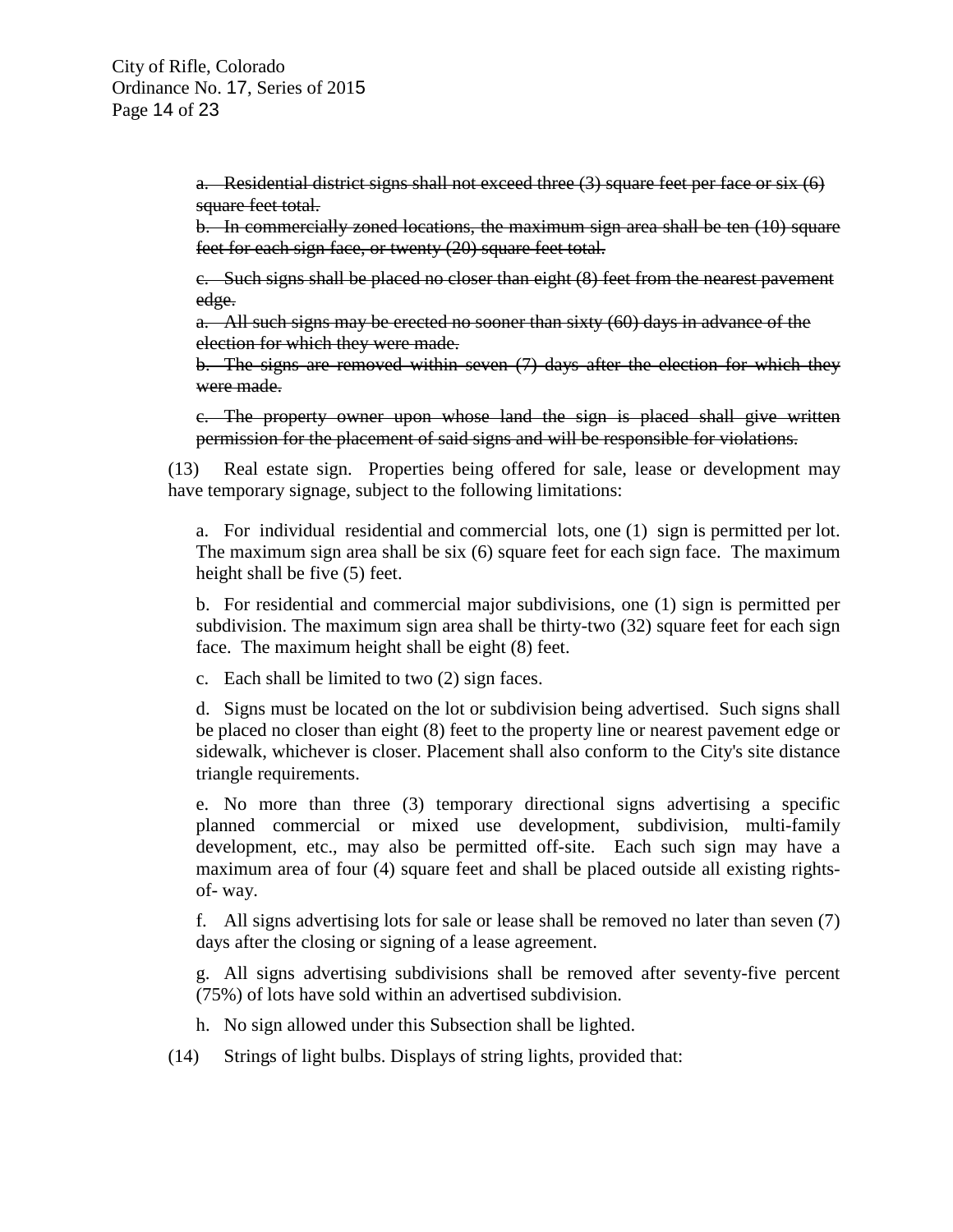~~a. Residential district signs shall not exceed three (3) square feet per face or six (6) square feet total.~~

~~b. In commercially zoned locations, the maximum sign area shall be ten (10) square feet for each sign face, or twenty (20) square feet total.~~

~~c. Such signs shall be placed no closer than eight (8) feet from the nearest pavement edge.~~

~~a. All such signs may be erected no sooner than sixty (60) days in advance of the election for which they were made.~~

~~b. The signs are removed within seven (7) days after the election for which they were made.~~

~~c. The property owner upon whose land the sign is placed shall give written permission for the placement of said signs and will be responsible for violations.~~

(13) Real estate sign. Properties being offered for sale, lease or development may have temporary signage, subject to the following limitations:

a. For individual residential and commercial lots, one (1) sign is permitted per lot. The maximum sign area shall be six (6) square feet for each sign face. The maximum height shall be five (5) feet.

b. For residential and commercial major subdivisions, one (1) sign is permitted per subdivision. The maximum sign area shall be thirty-two (32) square feet for each sign face. The maximum height shall be eight (8) feet.

c. Each shall be limited to two (2) sign faces.

d. Signs must be located on the lot or subdivision being advertised. Such signs shall be placed no closer than eight (8) feet to the property line or nearest pavement edge or sidewalk, whichever is closer. Placement shall also conform to the City's site distance triangle requirements.

e. No more than three (3) temporary directional signs advertising a specific planned commercial or mixed use development, subdivision, multi-family development, etc., may also be permitted off-site. Each such sign may have a maximum area of four (4) square feet and shall be placed outside all existing rights-of- way.

f. All signs advertising lots for sale or lease shall be removed no later than seven (7) days after the closing or signing of a lease agreement.

g. All signs advertising subdivisions shall be removed after seventy-five percent (75%) of lots have sold within an advertised subdivision.

h. No sign allowed under this Subsection shall be lighted.

(14) Strings of light bulbs. Displays of string lights, provided that: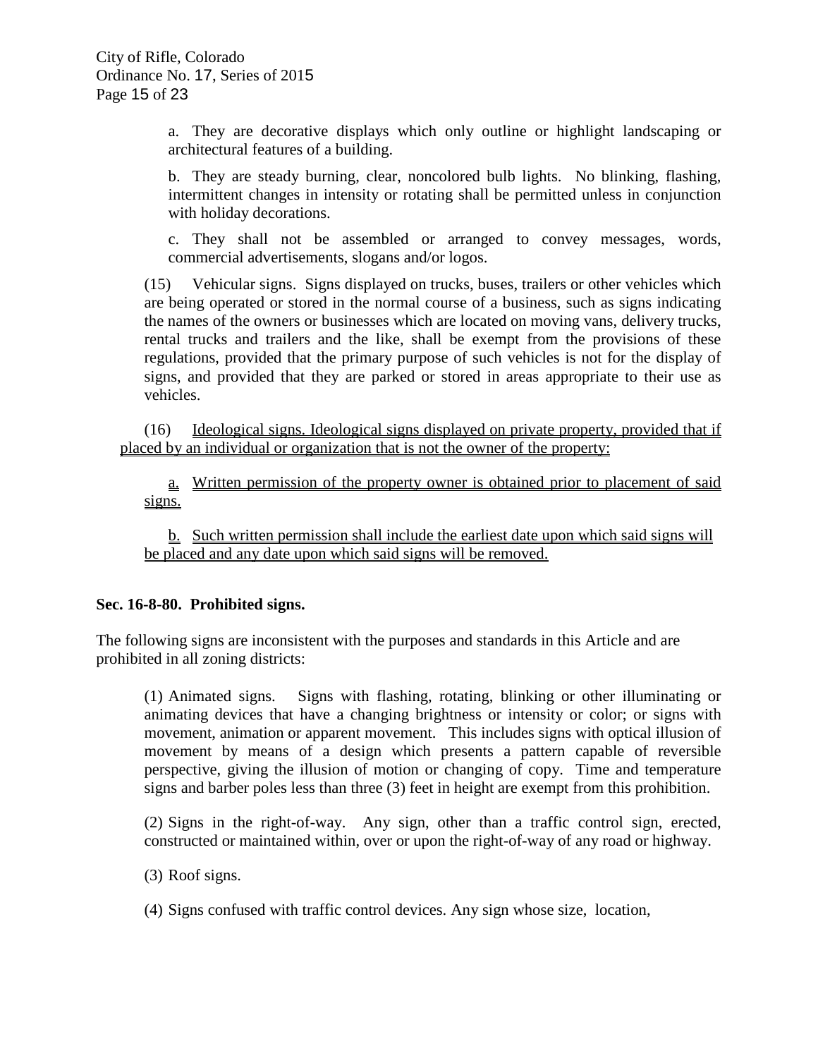a. They are decorative displays which only outline or highlight landscaping or architectural features of a building.

b. They are steady burning, clear, noncolored bulb lights. No blinking, flashing, intermittent changes in intensity or rotating shall be permitted unless in conjunction with holiday decorations.

c. They shall not be assembled or arranged to convey messages, words, commercial advertisements, slogans and/or logos.

(15) Vehicular signs. Signs displayed on trucks, buses, trailers or other vehicles which are being operated or stored in the normal course of a business, such as signs indicating the names of the owners or businesses which are located on moving vans, delivery trucks, rental trucks and trailers and the like, shall be exempt from the provisions of these regulations, provided that the primary purpose of such vehicles is not for the display of signs, and provided that they are parked or stored in areas appropriate to their use as vehicles.

(16) <u>Ideological signs. Ideological signs displayed on private property, provided that if placed by an individual or organization that is not the owner of the property:</u>

<u>a. Written permission of the property owner is obtained prior to placement of said signs.</u>

<u>b. Such written permission shall include the earliest date upon which said signs will be placed and any date upon which said signs will be removed.</u>

**Sec. 16-8-80. Prohibited signs.**

The following signs are inconsistent with the purposes and standards in this Article and are prohibited in all zoning districts:

(1) Animated signs. Signs with flashing, rotating, blinking or other illuminating or animating devices that have a changing brightness or intensity or color; or signs with movement, animation or apparent movement. This includes signs with optical illusion of movement by means of a design which presents a pattern capable of reversible perspective, giving the illusion of motion or changing of copy. Time and temperature signs and barber poles less than three (3) feet in height are exempt from this prohibition.

(2) Signs in the right-of-way. Any sign, other than a traffic control sign, erected, constructed or maintained within, over or upon the right-of-way of any road or highway.

(3) Roof signs.

(4) Signs confused with traffic control devices. Any sign whose size, location,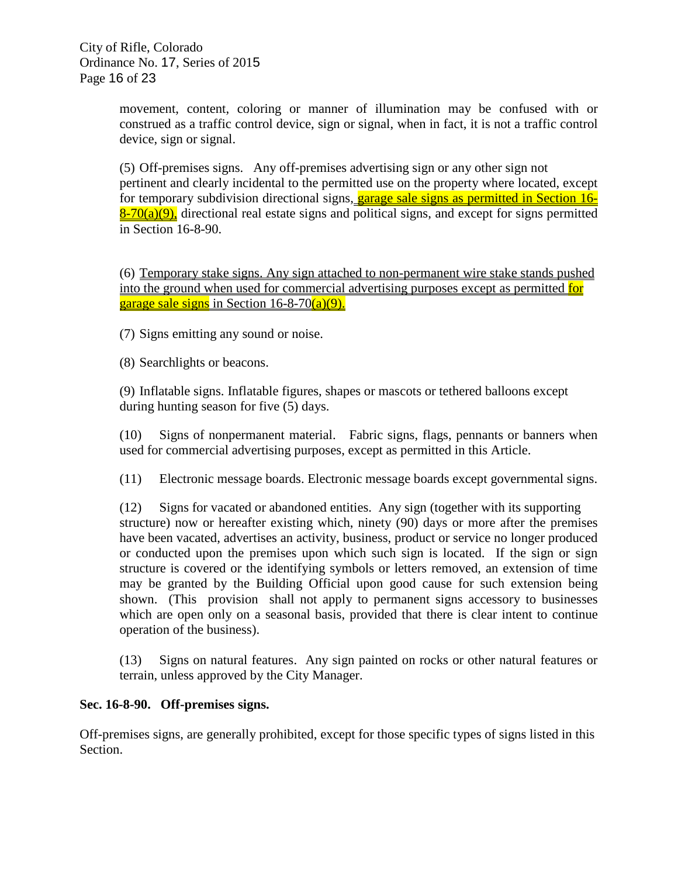movement, content, coloring or manner of illumination may be confused with or construed as a traffic control device, sign or signal, when in fact, it is not a traffic control device, sign or signal.

(5) Off-premises signs. Any off-premises advertising sign or any other sign not pertinent and clearly incidental to the permitted use on the property where located, except for temporary subdivision directional signs, garage sale signs as permitted in Section 16-8-70(a)(9), directional real estate signs and political signs, and except for signs permitted in Section 16-8-90.

(6) Temporary stake signs. Any sign attached to non-permanent wire stake stands pushed into the ground when used for commercial advertising purposes except as permitted for garage sale signs in Section 16-8-70(a)(9).

(7) Signs emitting any sound or noise.

(8) Searchlights or beacons.

(9) Inflatable signs. Inflatable figures, shapes or mascots or tethered balloons except during hunting season for five (5) days.

(10) Signs of nonpermanent material. Fabric signs, flags, pennants or banners when used for commercial advertising purposes, except as permitted in this Article.

(11) Electronic message boards. Electronic message boards except governmental signs.

(12) Signs for vacated or abandoned entities. Any sign (together with its supporting structure) now or hereafter existing which, ninety (90) days or more after the premises have been vacated, advertises an activity, business, product or service no longer produced or conducted upon the premises upon which such sign is located. If the sign or sign structure is covered or the identifying symbols or letters removed, an extension of time may be granted by the Building Official upon good cause for such extension being shown. (This provision shall not apply to permanent signs accessory to businesses which are open only on a seasonal basis, provided that there is clear intent to continue operation of the business).

(13) Signs on natural features. Any sign painted on rocks or other natural features or terrain, unless approved by the City Manager.

**Sec. 16-8-90. Off-premises signs.**

Off-premises signs, are generally prohibited, except for those specific types of signs listed in this Section.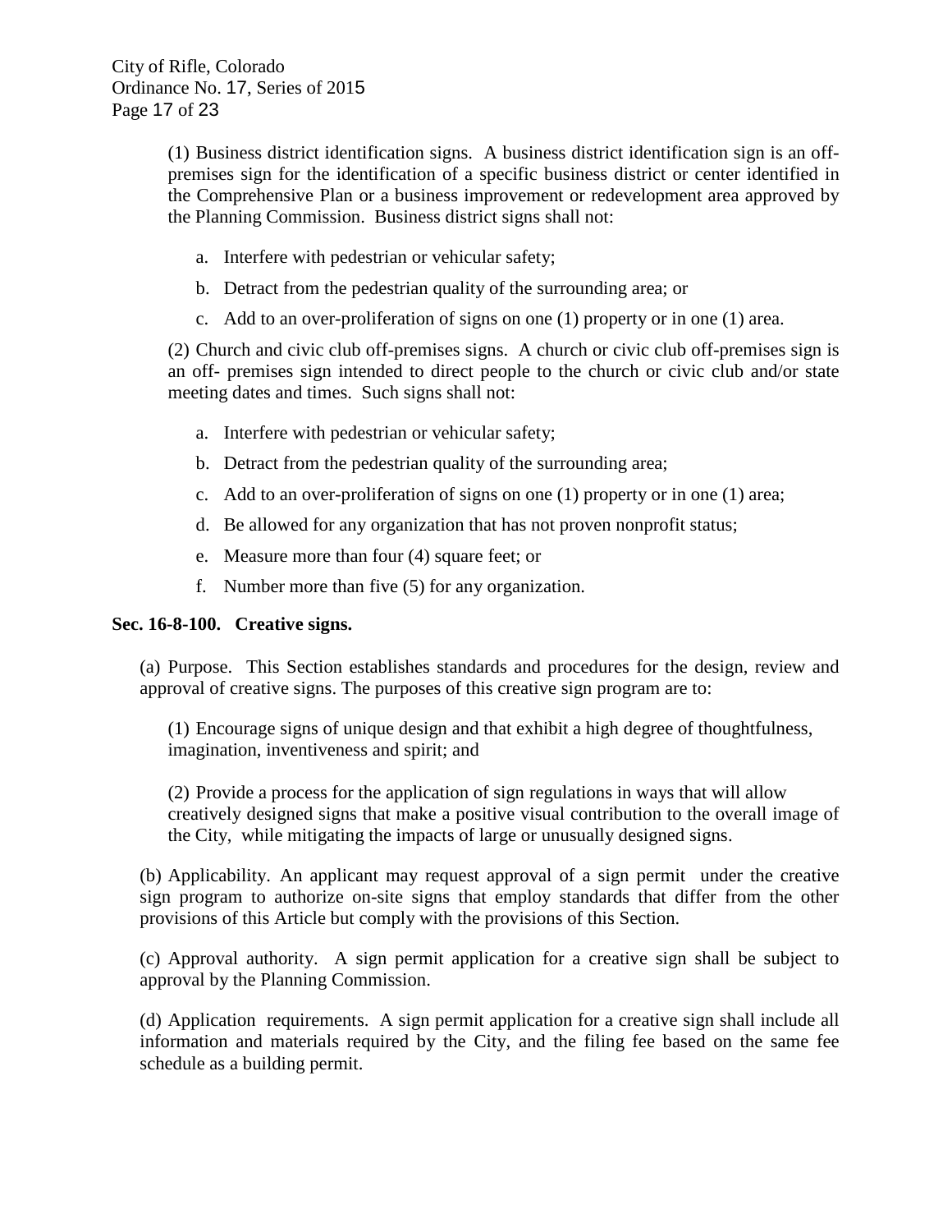(1) Business district identification signs. A business district identification sign is an off-premises sign for the identification of a specific business district or center identified in the Comprehensive Plan or a business improvement or redevelopment area approved by the Planning Commission. Business district signs shall not:

a. Interfere with pedestrian or vehicular safety;

b. Detract from the pedestrian quality of the surrounding area; or

c. Add to an over-proliferation of signs on one (1) property or in one (1) area.

(2) Church and civic club off-premises signs. A church or civic club off-premises sign is an off- premises sign intended to direct people to the church or civic club and/or state meeting dates and times. Such signs shall not:

a. Interfere with pedestrian or vehicular safety;

b. Detract from the pedestrian quality of the surrounding area;

c. Add to an over-proliferation of signs on one (1) property or in one (1) area;

d. Be allowed for any organization that has not proven nonprofit status;

e. Measure more than four (4) square feet; or

f. Number more than five (5) for any organization.

**Sec. 16-8-100. Creative signs.**

(a) Purpose. This Section establishes standards and procedures for the design, review and approval of creative signs. The purposes of this creative sign program are to:

(1) Encourage signs of unique design and that exhibit a high degree of thoughtfulness, imagination, inventiveness and spirit; and

(2) Provide a process for the application of sign regulations in ways that will allow creatively designed signs that make a positive visual contribution to the overall image of the City, while mitigating the impacts of large or unusually designed signs.

(b) Applicability. An applicant may request approval of a sign permit under the creative sign program to authorize on-site signs that employ standards that differ from the other provisions of this Article but comply with the provisions of this Section.

(c) Approval authority. A sign permit application for a creative sign shall be subject to approval by the Planning Commission.

(d) Application requirements. A sign permit application for a creative sign shall include all information and materials required by the City, and the filing fee based on the same fee schedule as a building permit.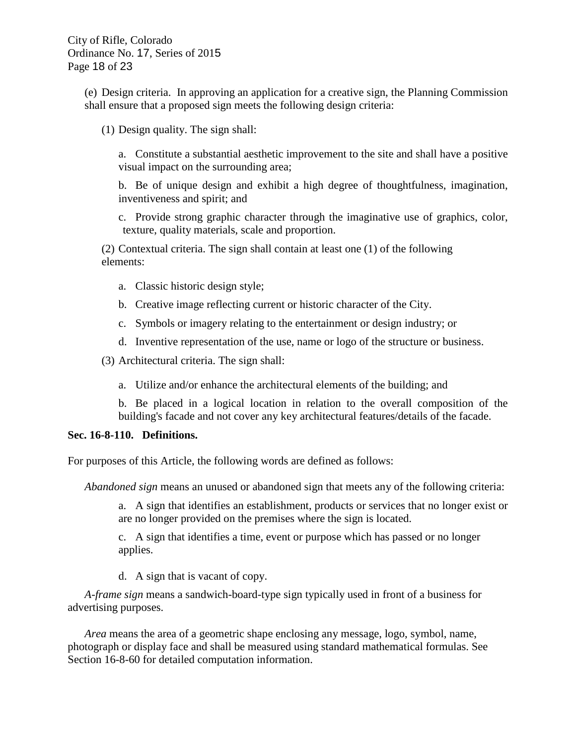(e) Design criteria. In approving an application for a creative sign, the Planning Commission shall ensure that a proposed sign meets the following design criteria:

(1) Design quality. The sign shall:

a. Constitute a substantial aesthetic improvement to the site and shall have a positive visual impact on the surrounding area;

b. Be of unique design and exhibit a high degree of thoughtfulness, imagination, inventiveness and spirit; and

c. Provide strong graphic character through the imaginative use of graphics, color, texture, quality materials, scale and proportion.

(2) Contextual criteria. The sign shall contain at least one (1) of the following elements:

a. Classic historic design style;

b. Creative image reflecting current or historic character of the City.

c. Symbols or imagery relating to the entertainment or design industry; or

d. Inventive representation of the use, name or logo of the structure or business.

(3) Architectural criteria. The sign shall:

a. Utilize and/or enhance the architectural elements of the building; and

b. Be placed in a logical location in relation to the overall composition of the building's facade and not cover any key architectural features/details of the facade.

**Sec. 16-8-110. Definitions.**

For purposes of this Article, the following words are defined as follows:

*Abandoned sign* means an unused or abandoned sign that meets any of the following criteria:

a. A sign that identifies an establishment, products or services that no longer exist or are no longer provided on the premises where the sign is located.

c. A sign that identifies a time, event or purpose which has passed or no longer applies.

d. A sign that is vacant of copy.

*A-frame sign* means a sandwich-board-type sign typically used in front of a business for advertising purposes.

*Area* means the area of a geometric shape enclosing any message, logo, symbol, name, photograph or display face and shall be measured using standard mathematical formulas. See Section 16-8-60 for detailed computation information.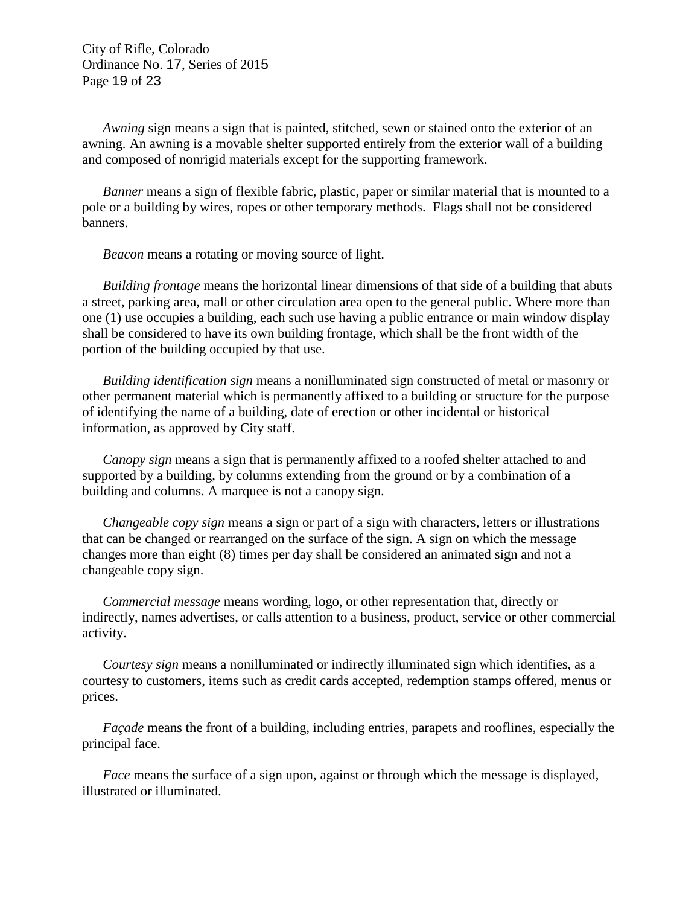*Awning* sign means a sign that is painted, stitched, sewn or stained onto the exterior of an awning. An awning is a movable shelter supported entirely from the exterior wall of a building and composed of nonrigid materials except for the supporting framework.

*Banner* means a sign of flexible fabric, plastic, paper or similar material that is mounted to a pole or a building by wires, ropes or other temporary methods. Flags shall not be considered banners.

*Beacon* means a rotating or moving source of light.

*Building frontage* means the horizontal linear dimensions of that side of a building that abuts a street, parking area, mall or other circulation area open to the general public. Where more than one (1) use occupies a building, each such use having a public entrance or main window display shall be considered to have its own building frontage, which shall be the front width of the portion of the building occupied by that use.

*Building identification sign* means a nonilluminated sign constructed of metal or masonry or other permanent material which is permanently affixed to a building or structure for the purpose of identifying the name of a building, date of erection or other incidental or historical information, as approved by City staff.

*Canopy sign* means a sign that is permanently affixed to a roofed shelter attached to and supported by a building, by columns extending from the ground or by a combination of a building and columns. A marquee is not a canopy sign.

*Changeable copy sign* means a sign or part of a sign with characters, letters or illustrations that can be changed or rearranged on the surface of the sign. A sign on which the message changes more than eight (8) times per day shall be considered an animated sign and not a changeable copy sign.

*Commercial message* means wording, logo, or other representation that, directly or indirectly, names advertises, or calls attention to a business, product, service or other commercial activity.

*Courtesy sign* means a nonilluminated or indirectly illuminated sign which identifies, as a courtesy to customers, items such as credit cards accepted, redemption stamps offered, menus or prices.

*Façade* means the front of a building, including entries, parapets and rooflines, especially the principal face.

*Face* means the surface of a sign upon, against or through which the message is displayed, illustrated or illuminated.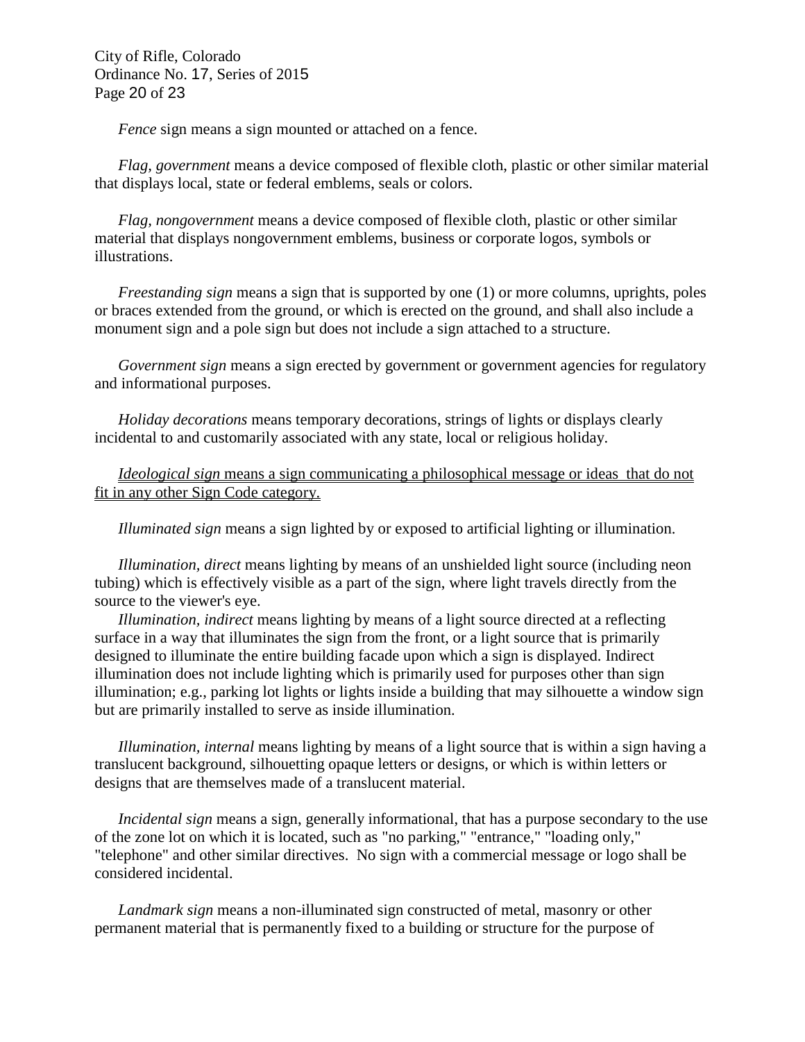*Fence* sign means a sign mounted or attached on a fence.

*Flag, government* means a device composed of flexible cloth, plastic or other similar material that displays local, state or federal emblems, seals or colors.

*Flag, nongovernment* means a device composed of flexible cloth, plastic or other similar material that displays nongovernment emblems, business or corporate logos, symbols or illustrations.

*Freestanding sign* means a sign that is supported by one (1) or more columns, uprights, poles or braces extended from the ground, or which is erected on the ground, and shall also include a monument sign and a pole sign but does not include a sign attached to a structure.

*Government sign* means a sign erected by government or government agencies for regulatory and informational purposes.

*Holiday decorations* means temporary decorations, strings of lights or displays clearly incidental to and customarily associated with any state, local or religious holiday.

<u>*Ideological sign* means a sign communicating a philosophical message or ideas that do not fit in any other Sign Code category.</u>

*Illuminated sign* means a sign lighted by or exposed to artificial lighting or illumination.

*Illumination, direct* means lighting by means of an unshielded light source (including neon tubing) which is effectively visible as a part of the sign, where light travels directly from the source to the viewer's eye.

*Illumination, indirect* means lighting by means of a light source directed at a reflecting surface in a way that illuminates the sign from the front, or a light source that is primarily designed to illuminate the entire building facade upon which a sign is displayed. Indirect illumination does not include lighting which is primarily used for purposes other than sign illumination; e.g., parking lot lights or lights inside a building that may silhouette a window sign but are primarily installed to serve as inside illumination.

*Illumination, internal* means lighting by means of a light source that is within a sign having a translucent background, silhouetting opaque letters or designs, or which is within letters or designs that are themselves made of a translucent material.

*Incidental sign* means a sign, generally informational, that has a purpose secondary to the use of the zone lot on which it is located, such as "no parking," "entrance," "loading only," "telephone" and other similar directives. No sign with a commercial message or logo shall be considered incidental.

*Landmark sign* means a non-illuminated sign constructed of metal, masonry or other permanent material that is permanently fixed to a building or structure for the purpose of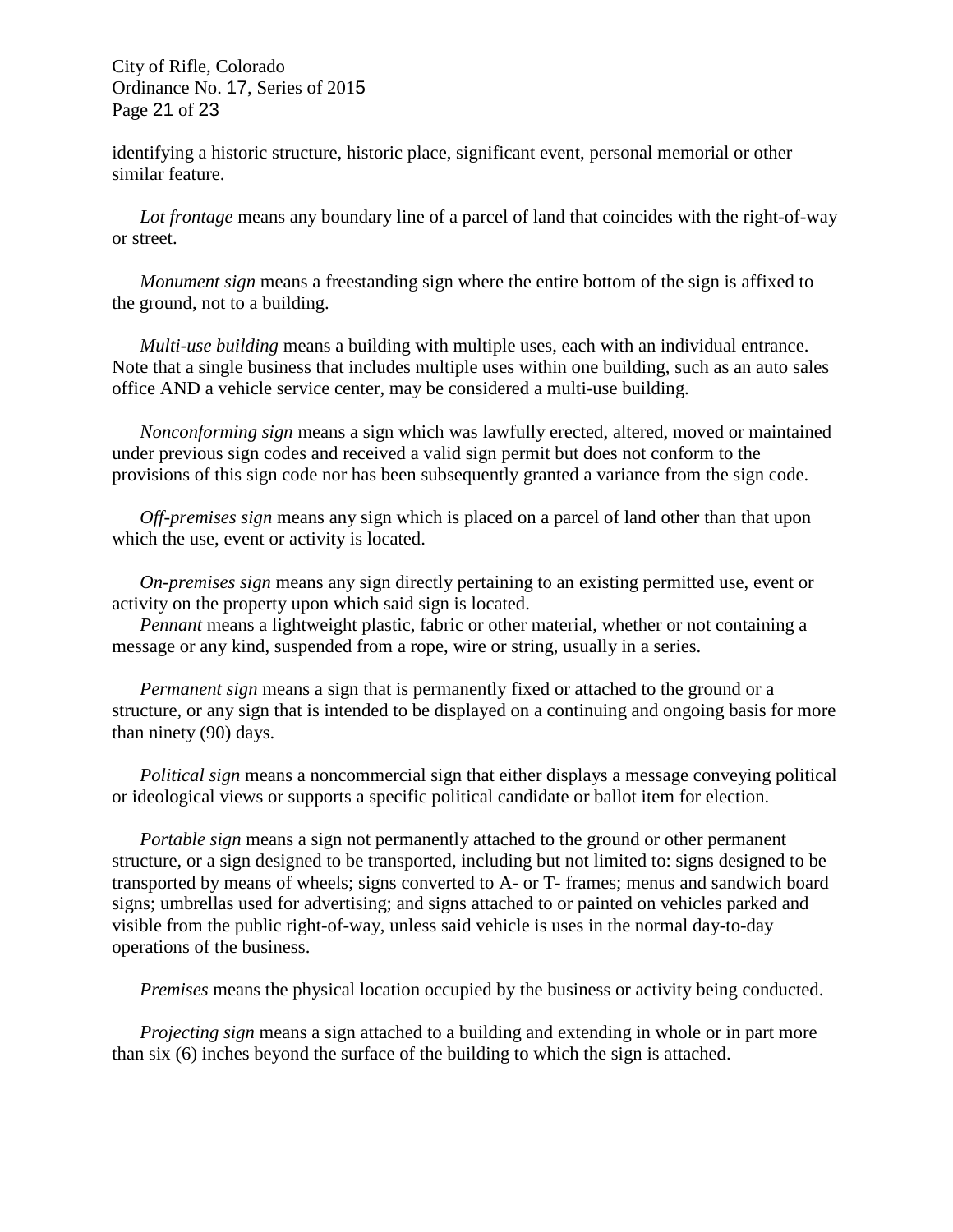identifying a historic structure, historic place, significant event, personal memorial or other similar feature.

*Lot frontage* means any boundary line of a parcel of land that coincides with the right-of-way or street.

*Monument sign* means a freestanding sign where the entire bottom of the sign is affixed to the ground, not to a building.

*Multi-use building* means a building with multiple uses, each with an individual entrance. Note that a single business that includes multiple uses within one building, such as an auto sales office AND a vehicle service center, may be considered a multi-use building.

*Nonconforming sign* means a sign which was lawfully erected, altered, moved or maintained under previous sign codes and received a valid sign permit but does not conform to the provisions of this sign code nor has been subsequently granted a variance from the sign code.

*Off-premises sign* means any sign which is placed on a parcel of land other than that upon which the use, event or activity is located.

*On-premises sign* means any sign directly pertaining to an existing permitted use, event or activity on the property upon which said sign is located.

*Pennant* means a lightweight plastic, fabric or other material, whether or not containing a message or any kind, suspended from a rope, wire or string, usually in a series.

*Permanent sign* means a sign that is permanently fixed or attached to the ground or a structure, or any sign that is intended to be displayed on a continuing and ongoing basis for more than ninety (90) days.

*Political sign* means a noncommercial sign that either displays a message conveying political or ideological views or supports a specific political candidate or ballot item for election.

*Portable sign* means a sign not permanently attached to the ground or other permanent structure, or a sign designed to be transported, including but not limited to: signs designed to be transported by means of wheels; signs converted to A- or T- frames; menus and sandwich board signs; umbrellas used for advertising; and signs attached to or painted on vehicles parked and visible from the public right-of-way, unless said vehicle is uses in the normal day-to-day operations of the business.

*Premises* means the physical location occupied by the business or activity being conducted.

*Projecting sign* means a sign attached to a building and extending in whole or in part more than six (6) inches beyond the surface of the building to which the sign is attached.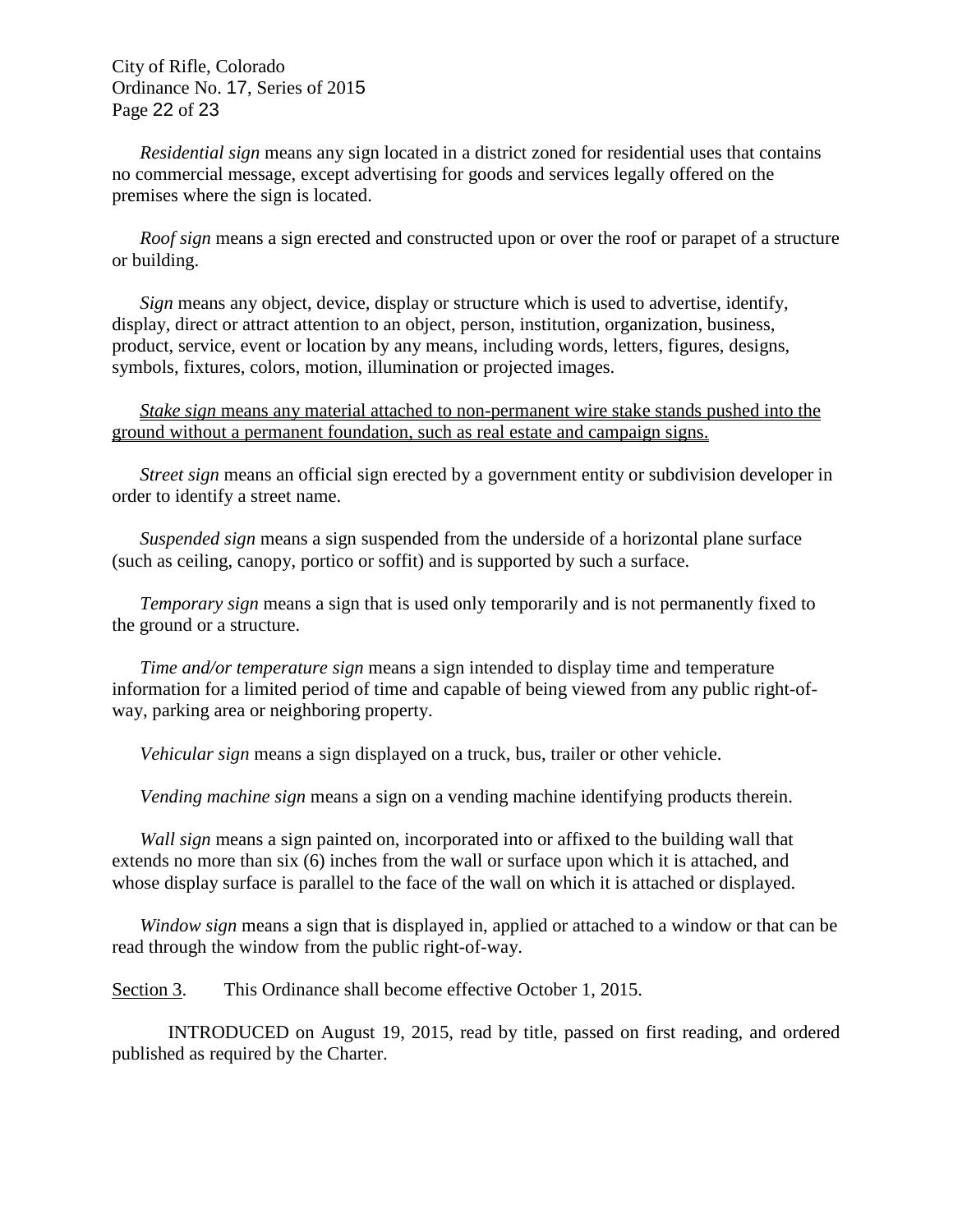*Residential sign* means any sign located in a district zoned for residential uses that contains no commercial message, except advertising for goods and services legally offered on the premises where the sign is located.

*Roof sign* means a sign erected and constructed upon or over the roof or parapet of a structure or building.

*Sign* means any object, device, display or structure which is used to advertise, identify, display, direct or attract attention to an object, person, institution, organization, business, product, service, event or location by any means, including words, letters, figures, designs, symbols, fixtures, colors, motion, illumination or projected images.

<u>*Stake sign* means any material attached to non-permanent wire stake stands pushed into the ground without a permanent foundation, such as real estate and campaign signs.</u>

*Street sign* means an official sign erected by a government entity or subdivision developer in order to identify a street name.

*Suspended sign* means a sign suspended from the underside of a horizontal plane surface (such as ceiling, canopy, portico or soffit) and is supported by such a surface.

*Temporary sign* means a sign that is used only temporarily and is not permanently fixed to the ground or a structure.

*Time and/or temperature sign* means a sign intended to display time and temperature information for a limited period of time and capable of being viewed from any public right-of-way, parking area or neighboring property.

*Vehicular sign* means a sign displayed on a truck, bus, trailer or other vehicle.

*Vending machine sign* means a sign on a vending machine identifying products therein.

*Wall sign* means a sign painted on, incorporated into or affixed to the building wall that extends no more than six (6) inches from the wall or surface upon which it is attached, and whose display surface is parallel to the face of the wall on which it is attached or displayed.

*Window sign* means a sign that is displayed in, applied or attached to a window or that can be read through the window from the public right-of-way.

<u>Section 3</u>. This Ordinance shall become effective October 1, 2015.

INTRODUCED on August 19, 2015, read by title, passed on first reading, and ordered published as required by the Charter.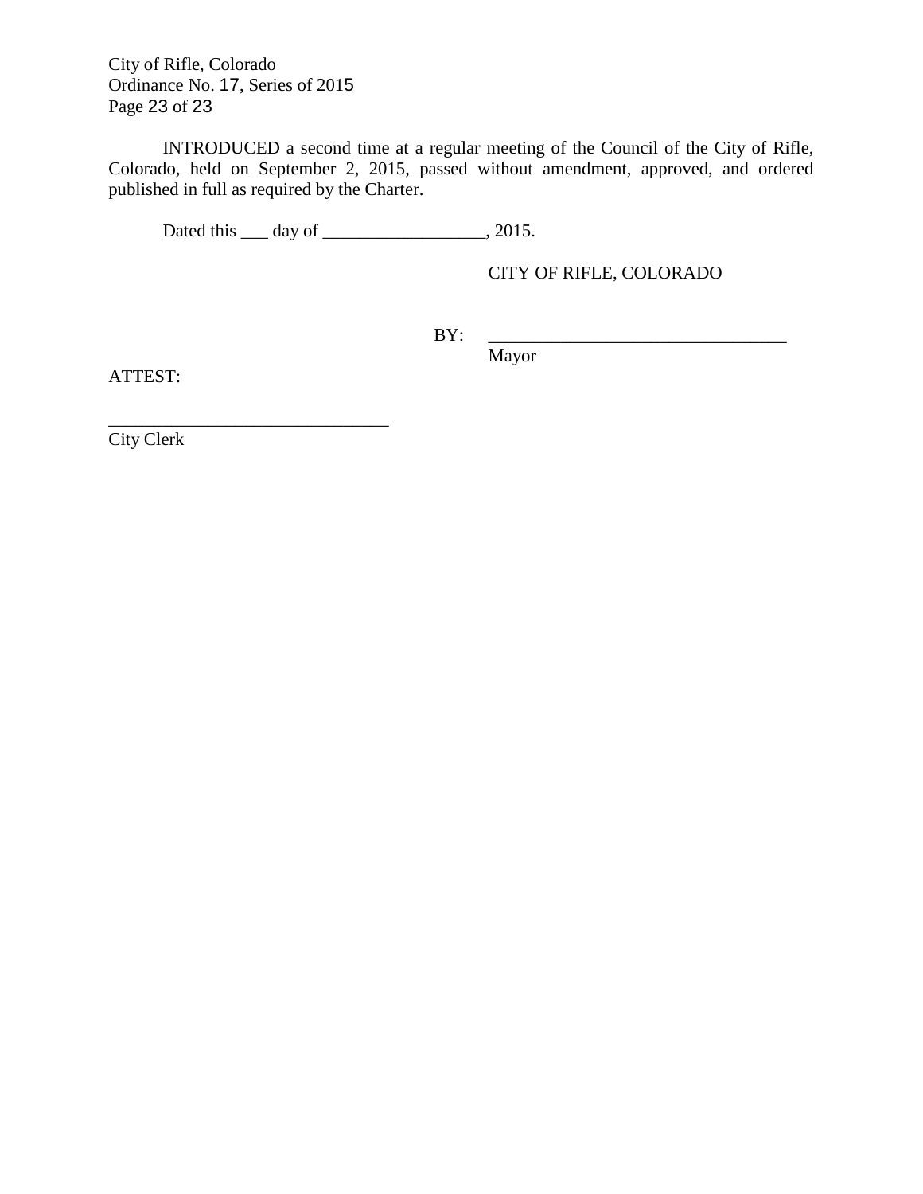INTRODUCED a second time at a regular meeting of the Council of the City of Rifle, Colorado, held on September 2, 2015, passed without amendment, approved, and ordered published in full as required by the Charter.

Dated this ___ day of __________________, 2015.

CITY OF RIFLE, COLORADO

BY: __________________________________
Mayor

ATTEST:

________________________________
City Clerk